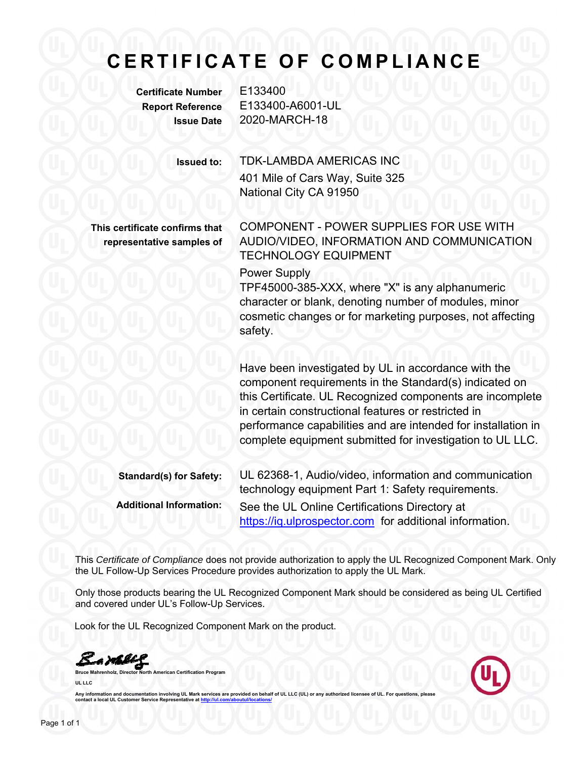# CERTIFICATE OF COMPLIANCE

| | |
|---|---|
| **Certificate Number** | E133400 |
| **Report Reference** | E133400-A6001-UL |
| **Issue Date** | 2020-MARCH-18 |

**Issued to:** TDK-LAMBDA AMERICAS INC
401 Mile of Cars Way, Suite 325
National City CA 91950

**This certificate confirms that representative samples of**

COMPONENT - POWER SUPPLIES FOR USE WITH AUDIO/VIDEO, INFORMATION AND COMMUNICATION TECHNOLOGY EQUIPMENT

Power Supply
TPF45000-385-XXX, where "X" is any alphanumeric character or blank, denoting number of modules, minor cosmetic changes or for marketing purposes, not affecting safety.

Have been investigated by UL in accordance with the component requirements in the Standard(s) indicated on this Certificate. UL Recognized components are incomplete in certain constructional features or restricted in performance capabilities and are intended for installation in complete equipment submitted for investigation to UL LLC.

**Standard(s) for Safety:** UL 62368-1, Audio/video, information and communication technology equipment Part 1: Safety requirements.

**Additional Information:** See the UL Online Certifications Directory at https://iq.ulprospector.com for additional information.

This *Certificate of Compliance* does not provide authorization to apply the UL Recognized Component Mark. Only the UL Follow-Up Services Procedure provides authorization to apply the UL Mark.

Only those products bearing the UL Recognized Component Mark should be considered as being UL Certified and covered under UL's Follow-Up Services.

Look for the UL Recognized Component Mark on the product.

**Bruce Mahrenholz, Director North American Certification Program**
**UL LLC**

Any information and documentation involving UL Mark services are provided on behalf of UL LLC (UL) or any authorized licensee of UL. For questions, please contact a local UL Customer Service Representative at http://ul.com/aboutul/locations/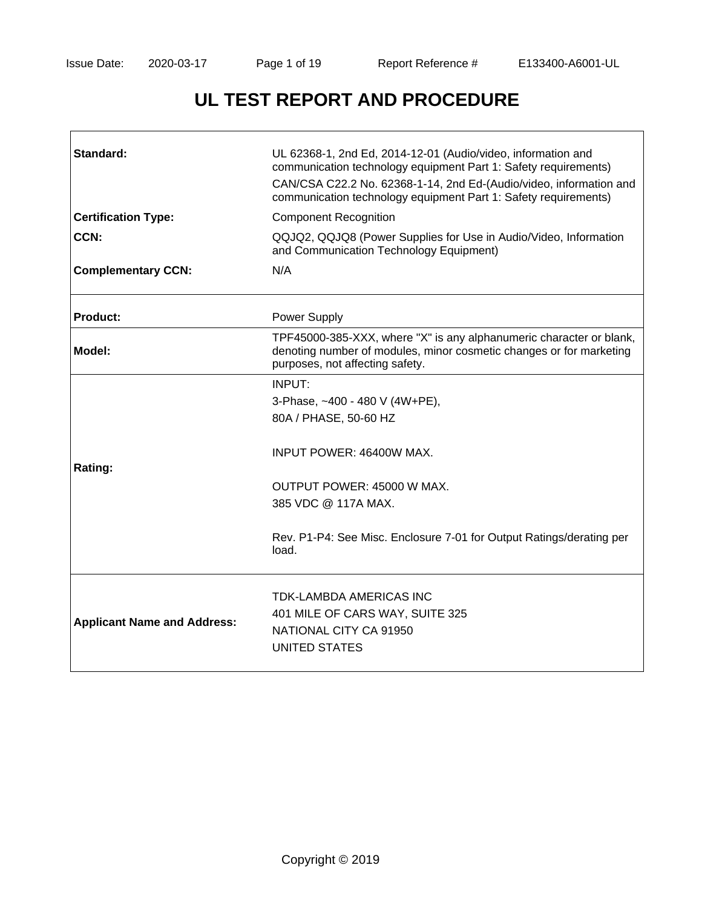# UL TEST REPORT AND PROCEDURE

| | |
|---|---|
| **Standard:** | UL 62368-1, 2nd Ed, 2014-12-01 (Audio/video, information and communication technology equipment Part 1: Safety requirements)<br>CAN/CSA C22.2 No. 62368-1-14, 2nd Ed-(Audio/video, information and communication technology equipment Part 1: Safety requirements) |
| **Certification Type:** | Component Recognition |
| **CCN:** | QQJQ2, QQJQ8 (Power Supplies for Use in Audio/Video, Information and Communication Technology Equipment) |
| **Complementary CCN:** | N/A |
| **Product:** | Power Supply |
| **Model:** | TPF45000-385-XXX, where "X" is any alphanumeric character or blank, denoting number of modules, minor cosmetic changes or for marketing purposes, not affecting safety. |
| **Rating:** | INPUT:<br>3-Phase, ~400 - 480 V (4W+PE),<br>80A / PHASE, 50-60 HZ<br><br>INPUT POWER: 46400W MAX.<br><br>OUTPUT POWER: 45000 W MAX.<br>385 VDC @ 117A MAX.<br><br>Rev. P1-P4: See Misc. Enclosure 7-01 for Output Ratings/derating per load. |
| **Applicant Name and Address:** | TDK-LAMBDA AMERICAS INC<br>401 MILE OF CARS WAY, SUITE 325<br>NATIONAL CITY CA 91950<br>UNITED STATES |

Copyright © 2019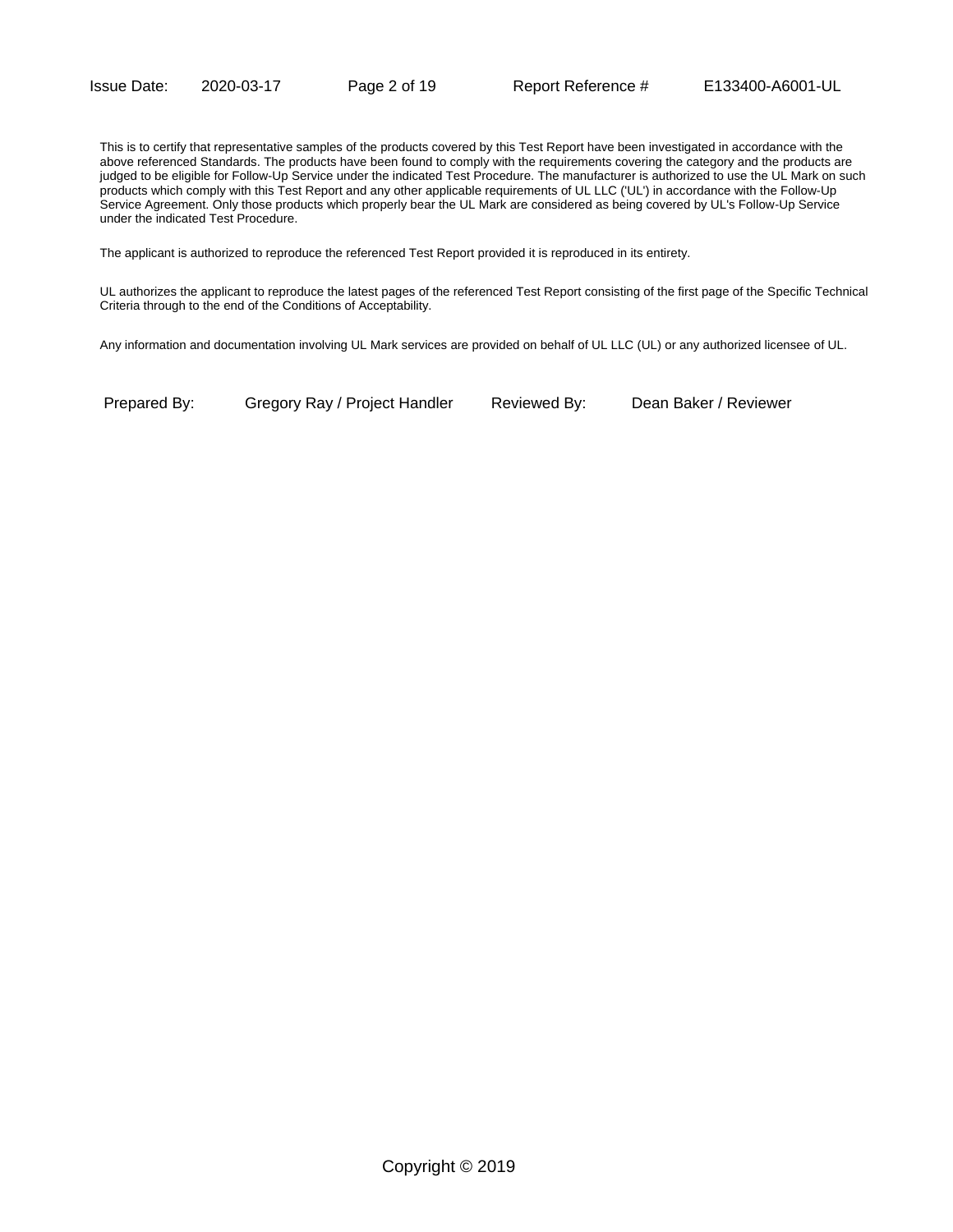This is to certify that representative samples of the products covered by this Test Report have been investigated in accordance with the above referenced Standards. The products have been found to comply with the requirements covering the category and the products are judged to be eligible for Follow-Up Service under the indicated Test Procedure. The manufacturer is authorized to use the UL Mark on such products which comply with this Test Report and any other applicable requirements of UL LLC ('UL') in accordance with the Follow-Up Service Agreement. Only those products which properly bear the UL Mark are considered as being covered by UL's Follow-Up Service under the indicated Test Procedure.

The applicant is authorized to reproduce the referenced Test Report provided it is reproduced in its entirety.

UL authorizes the applicant to reproduce the latest pages of the referenced Test Report consisting of the first page of the Specific Technical Criteria through to the end of the Conditions of Acceptability.

Any information and documentation involving UL Mark services are provided on behalf of UL LLC (UL) or any authorized licensee of UL.

| Prepared By: | Gregory Ray / Project Handler | Reviewed By: | Dean Baker / Reviewer |
|---|---|---|---|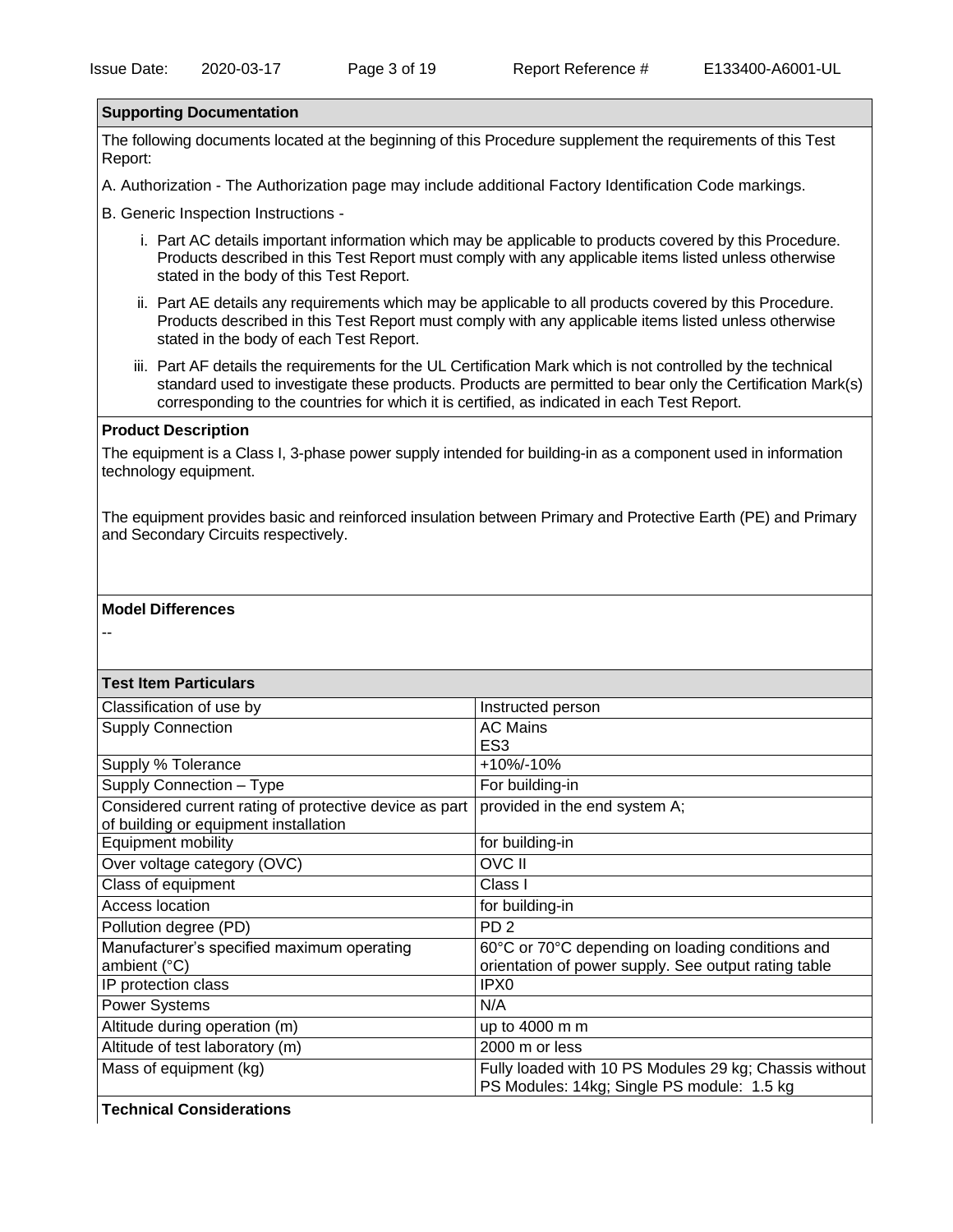## Supporting Documentation

The following documents located at the beginning of this Procedure supplement the requirements of this Test Report:

A. Authorization - The Authorization page may include additional Factory Identification Code markings.

B. Generic Inspection Instructions -

i. Part AC details important information which may be applicable to products covered by this Procedure. Products described in this Test Report must comply with any applicable items listed unless otherwise stated in the body of this Test Report.

ii. Part AE details any requirements which may be applicable to all products covered by this Procedure. Products described in this Test Report must comply with any applicable items listed unless otherwise stated in the body of each Test Report.

iii. Part AF details the requirements for the UL Certification Mark which is not controlled by the technical standard used to investigate these products. Products are permitted to bear only the Certification Mark(s) corresponding to the countries for which it is certified, as indicated in each Test Report.

## Product Description

The equipment is a Class I, 3-phase power supply intended for building-in as a component used in information technology equipment.

The equipment provides basic and reinforced insulation between Primary and Protective Earth (PE) and Primary and Secondary Circuits respectively.

## Model Differences

--

## Test Item Particulars

| | |
|---|---|
| Classification of use by | Instructed person |
| Supply Connection | AC Mains<br>ES3 |
| Supply % Tolerance | +10%/-10% |
| Supply Connection – Type | For building-in |
| Considered current rating of protective device as part of building or equipment installation | provided in the end system A; |
| Equipment mobility | for building-in |
| Over voltage category (OVC) | OVC II |
| Class of equipment | Class I |
| Access location | for building-in |
| Pollution degree (PD) | PD 2 |
| Manufacturer's specified maximum operating ambient (°C) | 60°C or 70°C depending on loading conditions and orientation of power supply. See output rating table |
| IP protection class | IPX0 |
| Power Systems | N/A |
| Altitude during operation (m) | up to 4000 m m |
| Altitude of test laboratory (m) | 2000 m or less |
| Mass of equipment (kg) | Fully loaded with 10 PS Modules 29 kg; Chassis without PS Modules: 14kg; Single PS module: 1.5 kg |

## Technical Considerations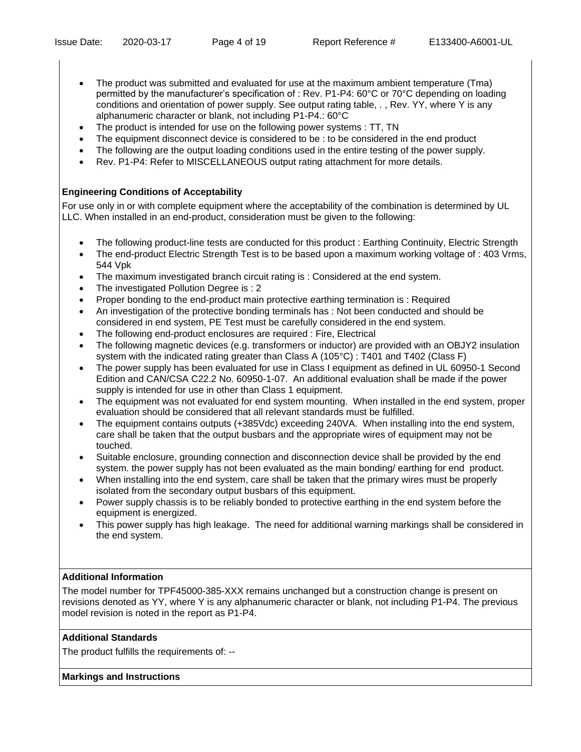- The product was submitted and evaluated for use at the maximum ambient temperature (Tma) permitted by the manufacturer's specification of : Rev. P1-P4: 60°C or 70°C depending on loading conditions and orientation of power supply. See output rating table, . , Rev. YY, where Y is any alphanumeric character or blank, not including P1-P4.: 60°C
- The product is intended for use on the following power systems : TT, TN
- The equipment disconnect device is considered to be : to be considered in the end product
- The following are the output loading conditions used in the entire testing of the power supply.
- Rev. P1-P4: Refer to MISCELLANEOUS output rating attachment for more details.

**Engineering Conditions of Acceptability**

For use only in or with complete equipment where the acceptability of the combination is determined by UL LLC. When installed in an end-product, consideration must be given to the following:

- The following product-line tests are conducted for this product : Earthing Continuity, Electric Strength
- The end-product Electric Strength Test is to be based upon a maximum working voltage of : 403 Vrms, 544 Vpk
- The maximum investigated branch circuit rating is : Considered at the end system.
- The investigated Pollution Degree is : 2
- Proper bonding to the end-product main protective earthing termination is : Required
- An investigation of the protective bonding terminals has : Not been conducted and should be considered in end system, PE Test must be carefully considered in the end system.
- The following end-product enclosures are required : Fire, Electrical
- The following magnetic devices (e.g. transformers or inductor) are provided with an OBJY2 insulation system with the indicated rating greater than Class A (105°C) : T401 and T402 (Class F)
- The power supply has been evaluated for use in Class I equipment as defined in UL 60950-1 Second Edition and CAN/CSA C22.2 No. 60950-1-07. An additional evaluation shall be made if the power supply is intended for use in other than Class 1 equipment.
- The equipment was not evaluated for end system mounting. When installed in the end system, proper evaluation should be considered that all relevant standards must be fulfilled.
- The equipment contains outputs (+385Vdc) exceeding 240VA. When installing into the end system, care shall be taken that the output busbars and the appropriate wires of equipment may not be touched.
- Suitable enclosure, grounding connection and disconnection device shall be provided by the end system. the power supply has not been evaluated as the main bonding/ earthing for end product.
- When installing into the end system, care shall be taken that the primary wires must be properly isolated from the secondary output busbars of this equipment.
- Power supply chassis is to be reliably bonded to protective earthing in the end system before the equipment is energized.
- This power supply has high leakage. The need for additional warning markings shall be considered in the end system.

**Additional Information**

The model number for TPF45000-385-XXX remains unchanged but a construction change is present on revisions denoted as YY, where Y is any alphanumeric character or blank, not including P1-P4. The previous model revision is noted in the report as P1-P4.

**Additional Standards**

The product fulfills the requirements of: --

**Markings and Instructions**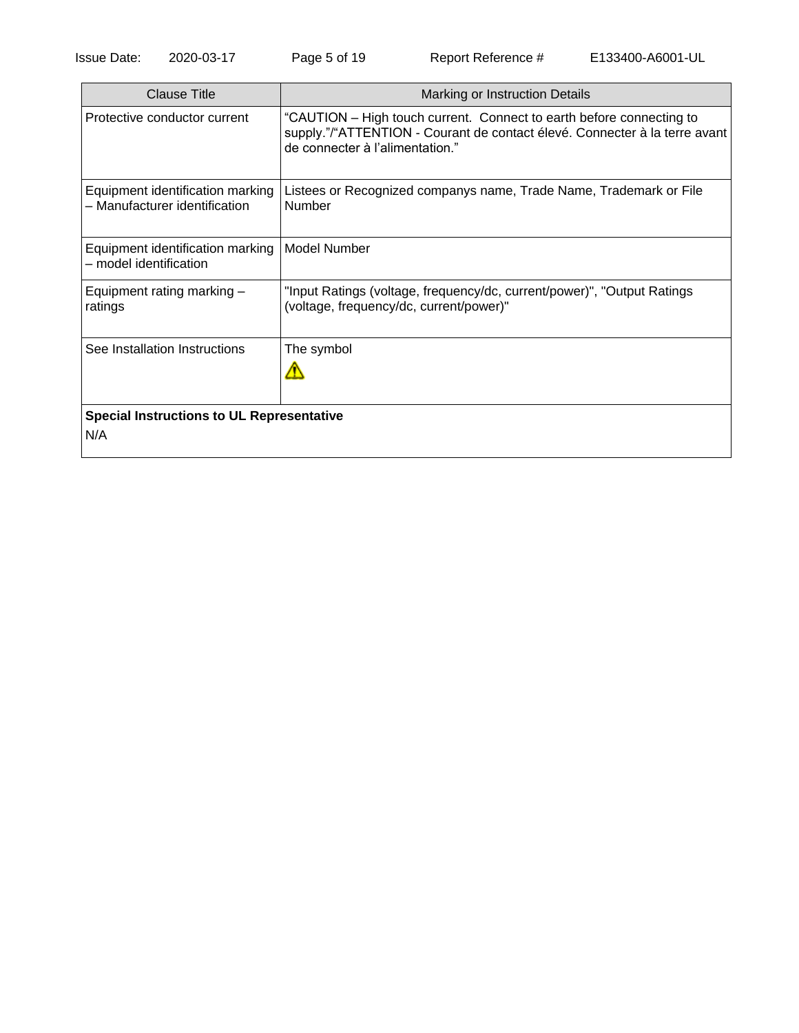| Clause Title | Marking or Instruction Details |
| --- | --- |
| Protective conductor current | “CAUTION – High touch current. Connect to earth before connecting to supply.”/“ATTENTION - Courant de contact élevé. Connecter à la terre avant de connecter à l’alimentation.” |
| Equipment identification marking – Manufacturer identification | Listees or Recognized companys name, Trade Name, Trademark or File Number |
| Equipment identification marking – model identification | Model Number |
| Equipment rating marking – ratings | "Input Ratings (voltage, frequency/dc, current/power)", "Output Ratings (voltage, frequency/dc, current/power)" |
| See Installation Instructions | The symbol ⚠ |

**Special Instructions to UL Representative**

N/A